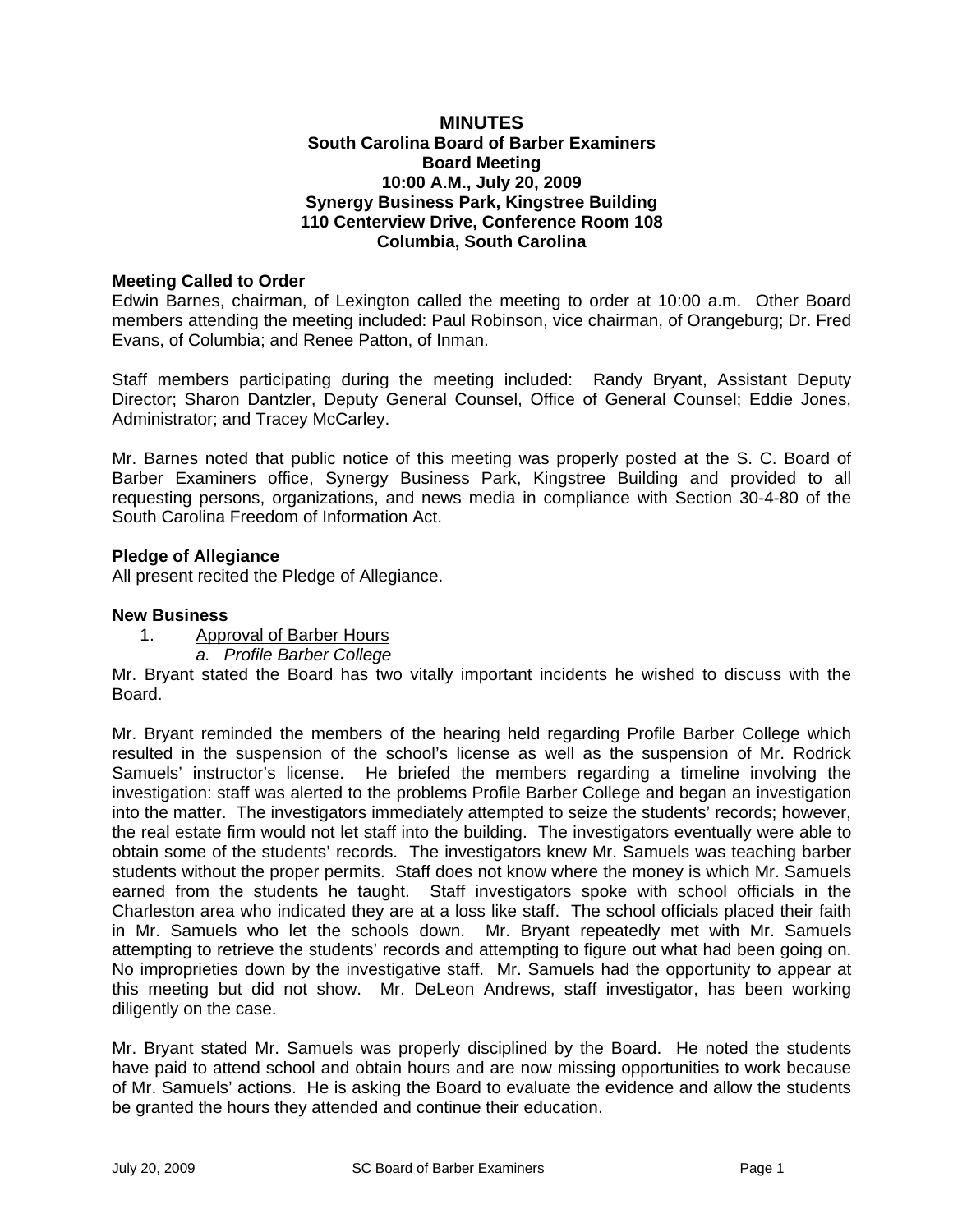# MINUTES
## South Carolina Board of Barber Examiners
## Board Meeting
## 10:00 A.M., July 20, 2009
## Synergy Business Park, Kingstree Building
## 110 Centerview Drive, Conference Room 108
## Columbia, South Carolina

**Meeting Called to Order**

Edwin Barnes, chairman, of Lexington called the meeting to order at 10:00 a.m. Other Board members attending the meeting included: Paul Robinson, vice chairman, of Orangeburg; Dr. Fred Evans, of Columbia; and Renee Patton, of Inman.

Staff members participating during the meeting included: Randy Bryant, Assistant Deputy Director; Sharon Dantzler, Deputy General Counsel, Office of General Counsel; Eddie Jones, Administrator; and Tracey McCarley.

Mr. Barnes noted that public notice of this meeting was properly posted at the S. C. Board of Barber Examiners office, Synergy Business Park, Kingstree Building and provided to all requesting persons, organizations, and news media in compliance with Section 30-4-80 of the South Carolina Freedom of Information Act.

**Pledge of Allegiance**

All present recited the Pledge of Allegiance.

**New Business**

1. Approval of Barber Hours
   *a. Profile Barber College*

Mr. Bryant stated the Board has two vitally important incidents he wished to discuss with the Board.

Mr. Bryant reminded the members of the hearing held regarding Profile Barber College which resulted in the suspension of the school's license as well as the suspension of Mr. Rodrick Samuels' instructor's license. He briefed the members regarding a timeline involving the investigation: staff was alerted to the problems Profile Barber College and began an investigation into the matter. The investigators immediately attempted to seize the students' records; however, the real estate firm would not let staff into the building. The investigators eventually were able to obtain some of the students' records. The investigators knew Mr. Samuels was teaching barber students without the proper permits. Staff does not know where the money is which Mr. Samuels earned from the students he taught. Staff investigators spoke with school officials in the Charleston area who indicated they are at a loss like staff. The school officials placed their faith in Mr. Samuels who let the schools down. Mr. Bryant repeatedly met with Mr. Samuels attempting to retrieve the students' records and attempting to figure out what had been going on. No improprieties down by the investigative staff. Mr. Samuels had the opportunity to appear at this meeting but did not show. Mr. DeLeon Andrews, staff investigator, has been working diligently on the case.

Mr. Bryant stated Mr. Samuels was properly disciplined by the Board. He noted the students have paid to attend school and obtain hours and are now missing opportunities to work because of Mr. Samuels' actions. He is asking the Board to evaluate the evidence and allow the students be granted the hours they attended and continue their education.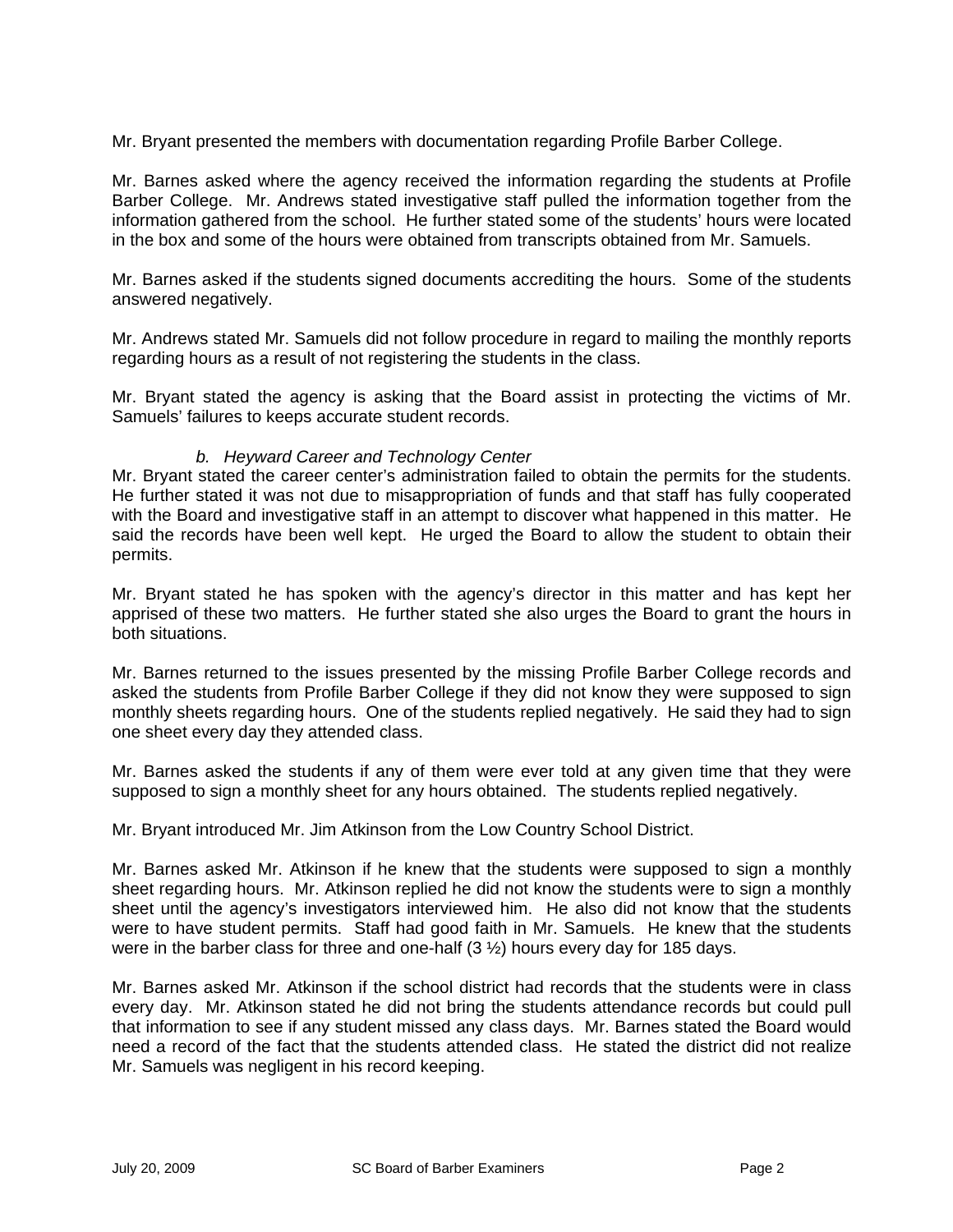Mr. Bryant presented the members with documentation regarding Profile Barber College.

Mr. Barnes asked where the agency received the information regarding the students at Profile Barber College. Mr. Andrews stated investigative staff pulled the information together from the information gathered from the school. He further stated some of the students' hours were located in the box and some of the hours were obtained from transcripts obtained from Mr. Samuels.

Mr. Barnes asked if the students signed documents accrediting the hours. Some of the students answered negatively.

Mr. Andrews stated Mr. Samuels did not follow procedure in regard to mailing the monthly reports regarding hours as a result of not registering the students in the class.

Mr. Bryant stated the agency is asking that the Board assist in protecting the victims of Mr. Samuels' failures to keeps accurate student records.

*b. Heyward Career and Technology Center*

Mr. Bryant stated the career center's administration failed to obtain the permits for the students. He further stated it was not due to misappropriation of funds and that staff has fully cooperated with the Board and investigative staff in an attempt to discover what happened in this matter. He said the records have been well kept. He urged the Board to allow the student to obtain their permits.

Mr. Bryant stated he has spoken with the agency's director in this matter and has kept her apprised of these two matters. He further stated she also urges the Board to grant the hours in both situations.

Mr. Barnes returned to the issues presented by the missing Profile Barber College records and asked the students from Profile Barber College if they did not know they were supposed to sign monthly sheets regarding hours. One of the students replied negatively. He said they had to sign one sheet every day they attended class.

Mr. Barnes asked the students if any of them were ever told at any given time that they were supposed to sign a monthly sheet for any hours obtained. The students replied negatively.

Mr. Bryant introduced Mr. Jim Atkinson from the Low Country School District.

Mr. Barnes asked Mr. Atkinson if he knew that the students were supposed to sign a monthly sheet regarding hours. Mr. Atkinson replied he did not know the students were to sign a monthly sheet until the agency's investigators interviewed him. He also did not know that the students were to have student permits. Staff had good faith in Mr. Samuels. He knew that the students were in the barber class for three and one-half (3 ½) hours every day for 185 days.

Mr. Barnes asked Mr. Atkinson if the school district had records that the students were in class every day. Mr. Atkinson stated he did not bring the students attendance records but could pull that information to see if any student missed any class days. Mr. Barnes stated the Board would need a record of the fact that the students attended class. He stated the district did not realize Mr. Samuels was negligent in his record keeping.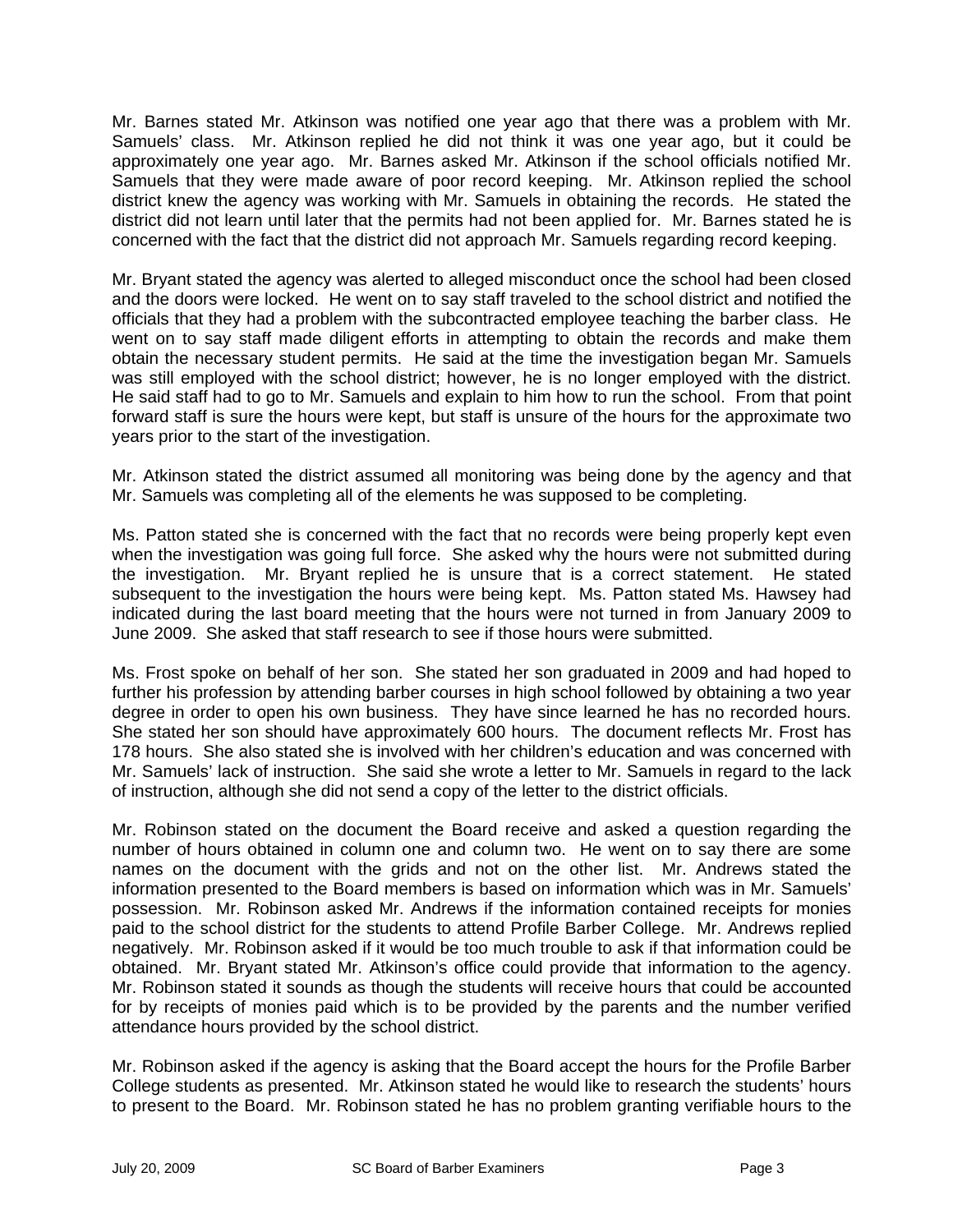Mr. Barnes stated Mr. Atkinson was notified one year ago that there was a problem with Mr. Samuels' class. Mr. Atkinson replied he did not think it was one year ago, but it could be approximately one year ago. Mr. Barnes asked Mr. Atkinson if the school officials notified Mr. Samuels that they were made aware of poor record keeping. Mr. Atkinson replied the school district knew the agency was working with Mr. Samuels in obtaining the records. He stated the district did not learn until later that the permits had not been applied for. Mr. Barnes stated he is concerned with the fact that the district did not approach Mr. Samuels regarding record keeping.

Mr. Bryant stated the agency was alerted to alleged misconduct once the school had been closed and the doors were locked. He went on to say staff traveled to the school district and notified the officials that they had a problem with the subcontracted employee teaching the barber class. He went on to say staff made diligent efforts in attempting to obtain the records and make them obtain the necessary student permits. He said at the time the investigation began Mr. Samuels was still employed with the school district; however, he is no longer employed with the district. He said staff had to go to Mr. Samuels and explain to him how to run the school. From that point forward staff is sure the hours were kept, but staff is unsure of the hours for the approximate two years prior to the start of the investigation.

Mr. Atkinson stated the district assumed all monitoring was being done by the agency and that Mr. Samuels was completing all of the elements he was supposed to be completing.

Ms. Patton stated she is concerned with the fact that no records were being properly kept even when the investigation was going full force. She asked why the hours were not submitted during the investigation. Mr. Bryant replied he is unsure that is a correct statement. He stated subsequent to the investigation the hours were being kept. Ms. Patton stated Ms. Hawsey had indicated during the last board meeting that the hours were not turned in from January 2009 to June 2009. She asked that staff research to see if those hours were submitted.

Ms. Frost spoke on behalf of her son. She stated her son graduated in 2009 and had hoped to further his profession by attending barber courses in high school followed by obtaining a two year degree in order to open his own business. They have since learned he has no recorded hours. She stated her son should have approximately 600 hours. The document reflects Mr. Frost has 178 hours. She also stated she is involved with her children's education and was concerned with Mr. Samuels' lack of instruction. She said she wrote a letter to Mr. Samuels in regard to the lack of instruction, although she did not send a copy of the letter to the district officials.

Mr. Robinson stated on the document the Board receive and asked a question regarding the number of hours obtained in column one and column two. He went on to say there are some names on the document with the grids and not on the other list. Mr. Andrews stated the information presented to the Board members is based on information which was in Mr. Samuels' possession. Mr. Robinson asked Mr. Andrews if the information contained receipts for monies paid to the school district for the students to attend Profile Barber College. Mr. Andrews replied negatively. Mr. Robinson asked if it would be too much trouble to ask if that information could be obtained. Mr. Bryant stated Mr. Atkinson's office could provide that information to the agency. Mr. Robinson stated it sounds as though the students will receive hours that could be accounted for by receipts of monies paid which is to be provided by the parents and the number verified attendance hours provided by the school district.

Mr. Robinson asked if the agency is asking that the Board accept the hours for the Profile Barber College students as presented. Mr. Atkinson stated he would like to research the students' hours to present to the Board. Mr. Robinson stated he has no problem granting verifiable hours to the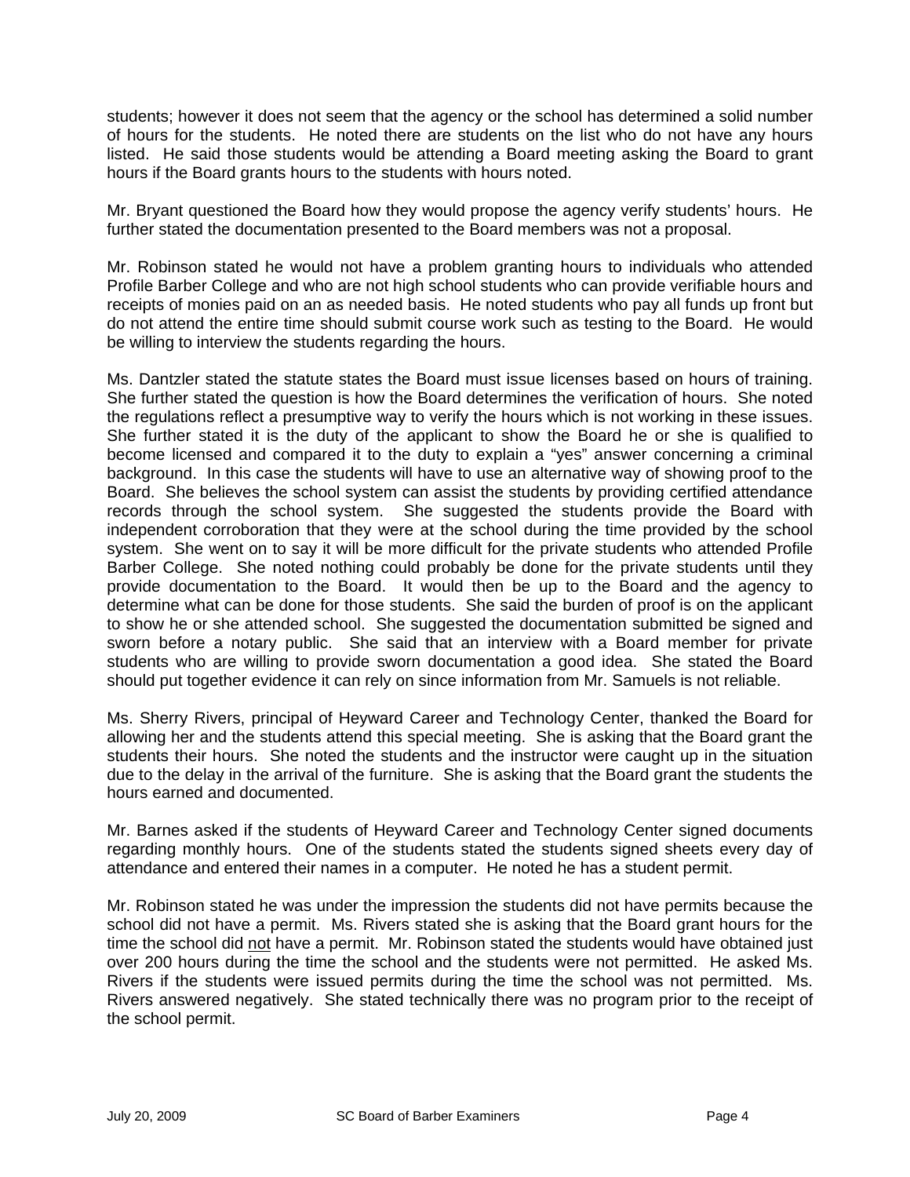students; however it does not seem that the agency or the school has determined a solid number of hours for the students. He noted there are students on the list who do not have any hours listed. He said those students would be attending a Board meeting asking the Board to grant hours if the Board grants hours to the students with hours noted.

Mr. Bryant questioned the Board how they would propose the agency verify students' hours. He further stated the documentation presented to the Board members was not a proposal.

Mr. Robinson stated he would not have a problem granting hours to individuals who attended Profile Barber College and who are not high school students who can provide verifiable hours and receipts of monies paid on an as needed basis. He noted students who pay all funds up front but do not attend the entire time should submit course work such as testing to the Board. He would be willing to interview the students regarding the hours.

Ms. Dantzler stated the statute states the Board must issue licenses based on hours of training. She further stated the question is how the Board determines the verification of hours. She noted the regulations reflect a presumptive way to verify the hours which is not working in these issues. She further stated it is the duty of the applicant to show the Board he or she is qualified to become licensed and compared it to the duty to explain a "yes" answer concerning a criminal background. In this case the students will have to use an alternative way of showing proof to the Board. She believes the school system can assist the students by providing certified attendance records through the school system. She suggested the students provide the Board with independent corroboration that they were at the school during the time provided by the school system. She went on to say it will be more difficult for the private students who attended Profile Barber College. She noted nothing could probably be done for the private students until they provide documentation to the Board. It would then be up to the Board and the agency to determine what can be done for those students. She said the burden of proof is on the applicant to show he or she attended school. She suggested the documentation submitted be signed and sworn before a notary public. She said that an interview with a Board member for private students who are willing to provide sworn documentation a good idea. She stated the Board should put together evidence it can rely on since information from Mr. Samuels is not reliable.

Ms. Sherry Rivers, principal of Heyward Career and Technology Center, thanked the Board for allowing her and the students attend this special meeting. She is asking that the Board grant the students their hours. She noted the students and the instructor were caught up in the situation due to the delay in the arrival of the furniture. She is asking that the Board grant the students the hours earned and documented.

Mr. Barnes asked if the students of Heyward Career and Technology Center signed documents regarding monthly hours. One of the students stated the students signed sheets every day of attendance and entered their names in a computer. He noted he has a student permit.

Mr. Robinson stated he was under the impression the students did not have permits because the school did not have a permit. Ms. Rivers stated she is asking that the Board grant hours for the time the school did <u>not</u> have a permit. Mr. Robinson stated the students would have obtained just over 200 hours during the time the school and the students were not permitted. He asked Ms. Rivers if the students were issued permits during the time the school was not permitted. Ms. Rivers answered negatively. She stated technically there was no program prior to the receipt of the school permit.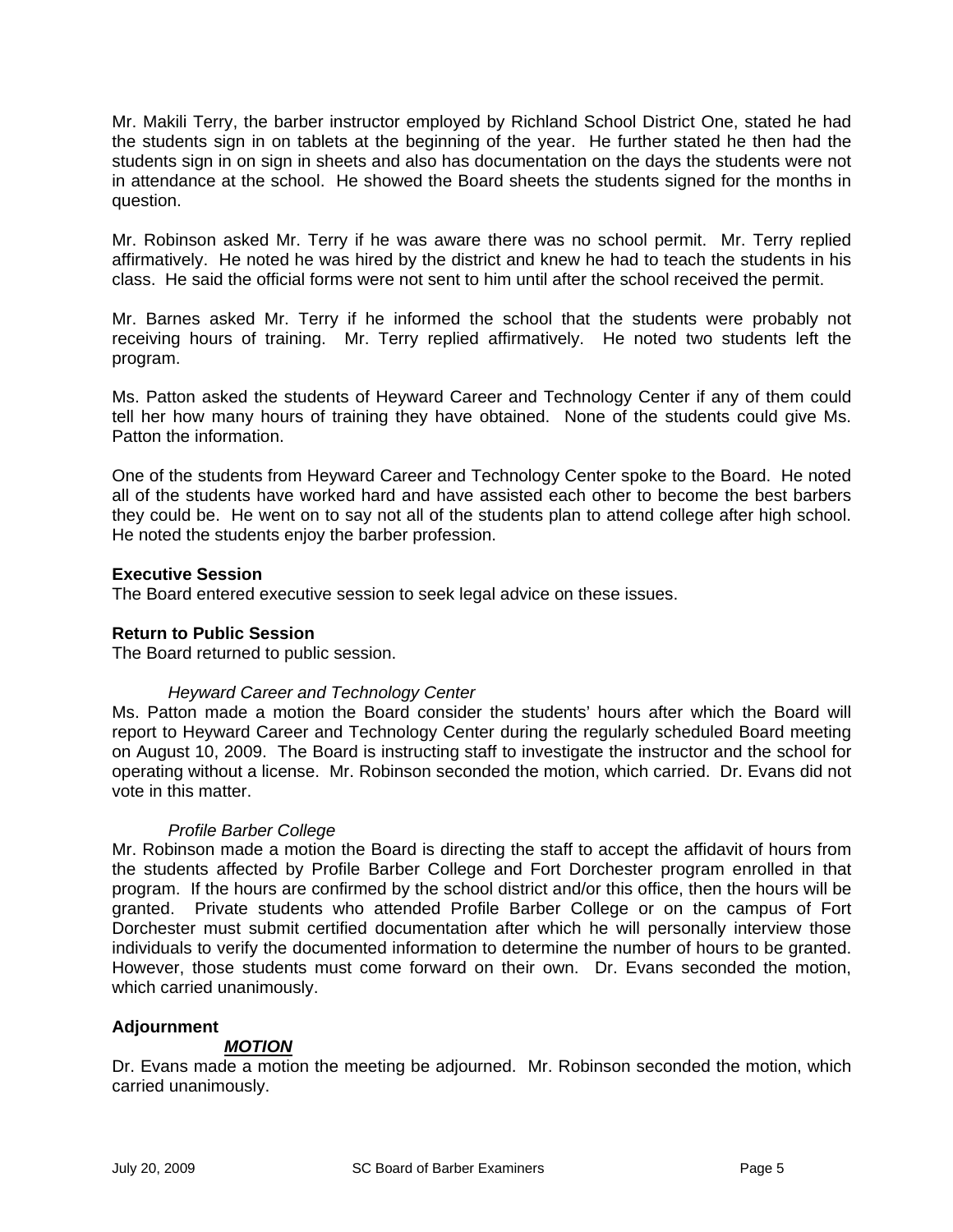Mr. Makili Terry, the barber instructor employed by Richland School District One, stated he had the students sign in on tablets at the beginning of the year. He further stated he then had the students sign in on sign in sheets and also has documentation on the days the students were not in attendance at the school. He showed the Board sheets the students signed for the months in question.

Mr. Robinson asked Mr. Terry if he was aware there was no school permit. Mr. Terry replied affirmatively. He noted he was hired by the district and knew he had to teach the students in his class. He said the official forms were not sent to him until after the school received the permit.

Mr. Barnes asked Mr. Terry if he informed the school that the students were probably not receiving hours of training. Mr. Terry replied affirmatively. He noted two students left the program.

Ms. Patton asked the students of Heyward Career and Technology Center if any of them could tell her how many hours of training they have obtained. None of the students could give Ms. Patton the information.

One of the students from Heyward Career and Technology Center spoke to the Board. He noted all of the students have worked hard and have assisted each other to become the best barbers they could be. He went on to say not all of the students plan to attend college after high school. He noted the students enjoy the barber profession.

**Executive Session**
The Board entered executive session to seek legal advice on these issues.

**Return to Public Session**
The Board returned to public session.

*Heyward Career and Technology Center*
Ms. Patton made a motion the Board consider the students' hours after which the Board will report to Heyward Career and Technology Center during the regularly scheduled Board meeting on August 10, 2009. The Board is instructing staff to investigate the instructor and the school for operating without a license. Mr. Robinson seconded the motion, which carried. Dr. Evans did not vote in this matter.

*Profile Barber College*
Mr. Robinson made a motion the Board is directing the staff to accept the affidavit of hours from the students affected by Profile Barber College and Fort Dorchester program enrolled in that program. If the hours are confirmed by the school district and/or this office, then the hours will be granted. Private students who attended Profile Barber College or on the campus of Fort Dorchester must submit certified documentation after which he will personally interview those individuals to verify the documented information to determine the number of hours to be granted. However, those students must come forward on their own. Dr. Evans seconded the motion, which carried unanimously.

**Adjournment**

***MOTION***

Dr. Evans made a motion the meeting be adjourned. Mr. Robinson seconded the motion, which carried unanimously.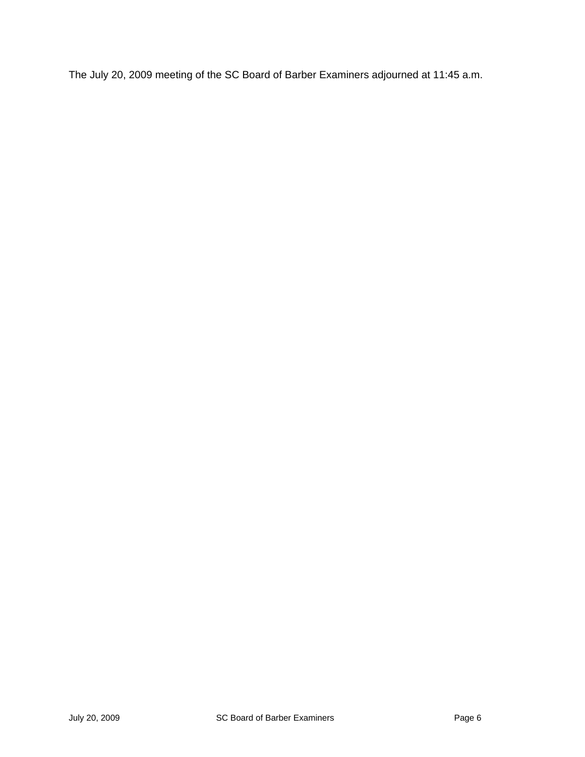The July 20, 2009 meeting of the SC Board of Barber Examiners adjourned at 11:45 a.m.